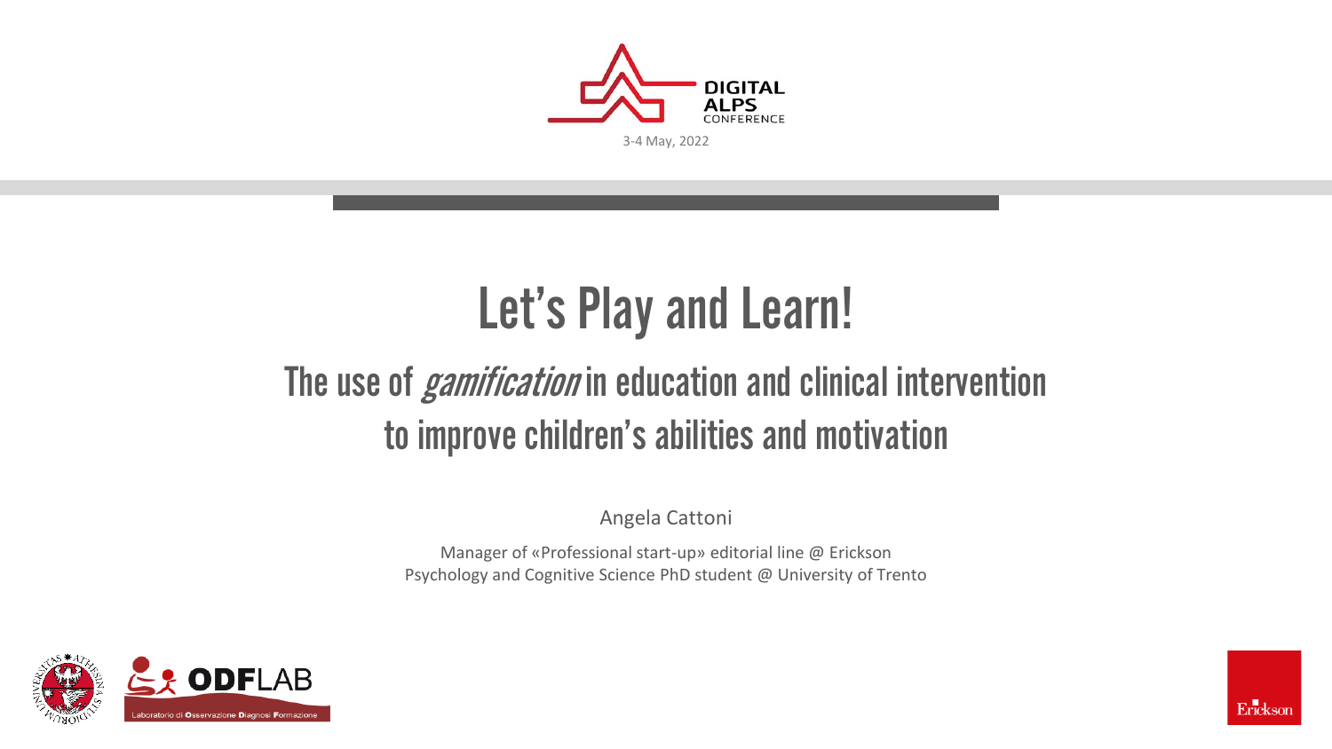DIGITAL ALPS CONFERENCE

3-4 May, 2022

# Let's Play and Learn!

## The use of *gamification* in education and clinical intervention to improve children's abilities and motivation

Angela Cattoni

Manager of «Professional start-up» editorial line @ Erickson
Psychology and Cognitive Science PhD student @ University of Trento

ODFLAB
Laboratorio di Osservazione Diagnosi Formazione

Erickson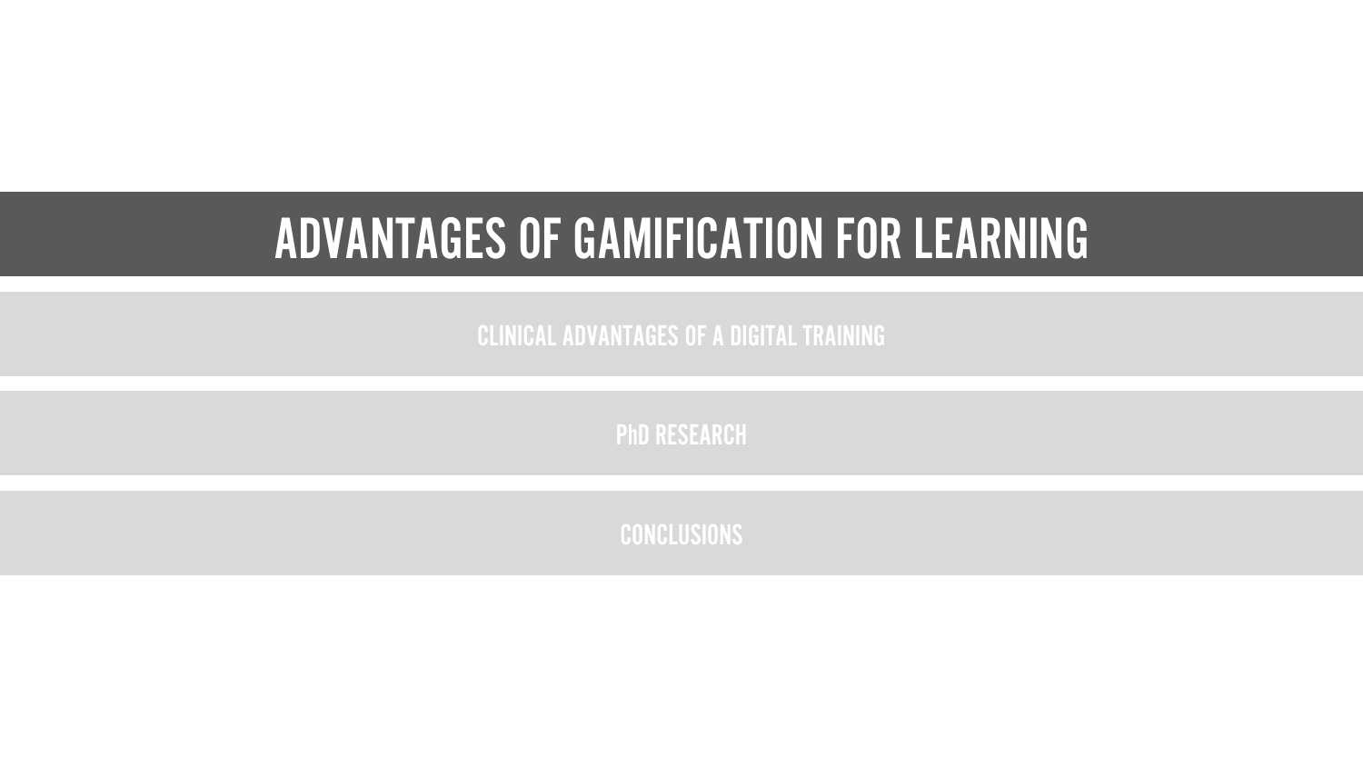# ADVANTAGES OF GAMIFICATION FOR LEARNING

## CLINICAL ADVANTAGES OF A DIGITAL TRAINING

## PhD RESEARCH

## CONCLUSIONS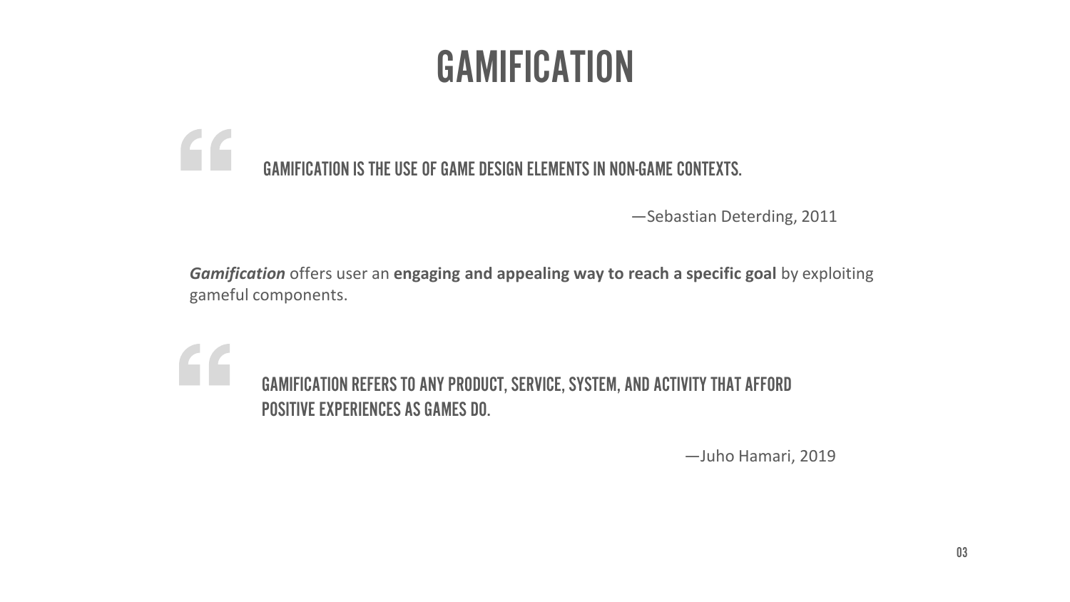# GAMIFICATION

> GAMIFICATION IS THE USE OF GAME DESIGN ELEMENTS IN NON-GAME CONTEXTS.
>
> —Sebastian Deterding, 2011

***Gamification*** offers user an **engaging and appealing way to reach a specific goal** by exploiting gameful components.

> GAMIFICATION REFERS TO ANY PRODUCT, SERVICE, SYSTEM, AND ACTIVITY THAT AFFORD POSITIVE EXPERIENCES AS GAMES DO.
>
> —Juho Hamari, 2019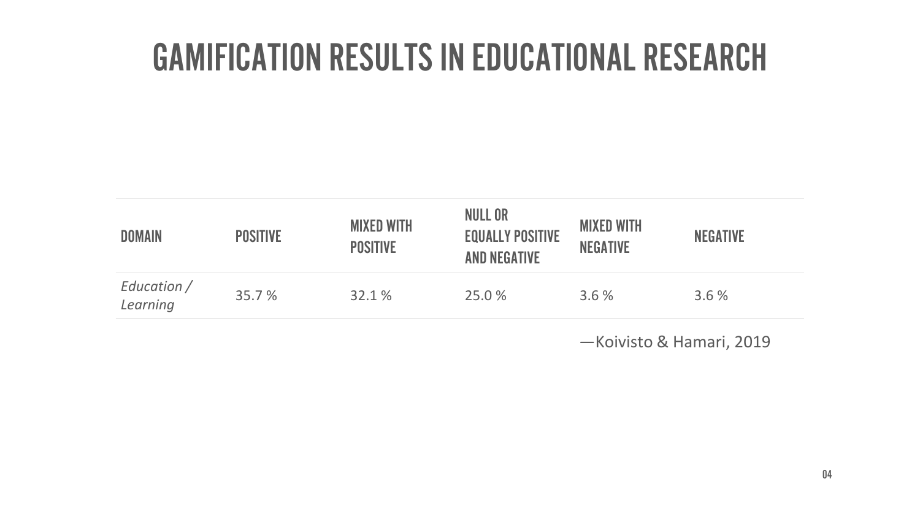# GAMIFICATION RESULTS IN EDUCATIONAL RESEARCH

| DOMAIN | POSITIVE | MIXED WITH POSITIVE | NULL OR EQUALLY POSITIVE AND NEGATIVE | MIXED WITH NEGATIVE | NEGATIVE |
|---|---|---|---|---|---|
| *Education / Learning* | 35.7 % | 32.1 % | 25.0 % | 3.6 % | 3.6 % |

—Koivisto & Hamari, 2019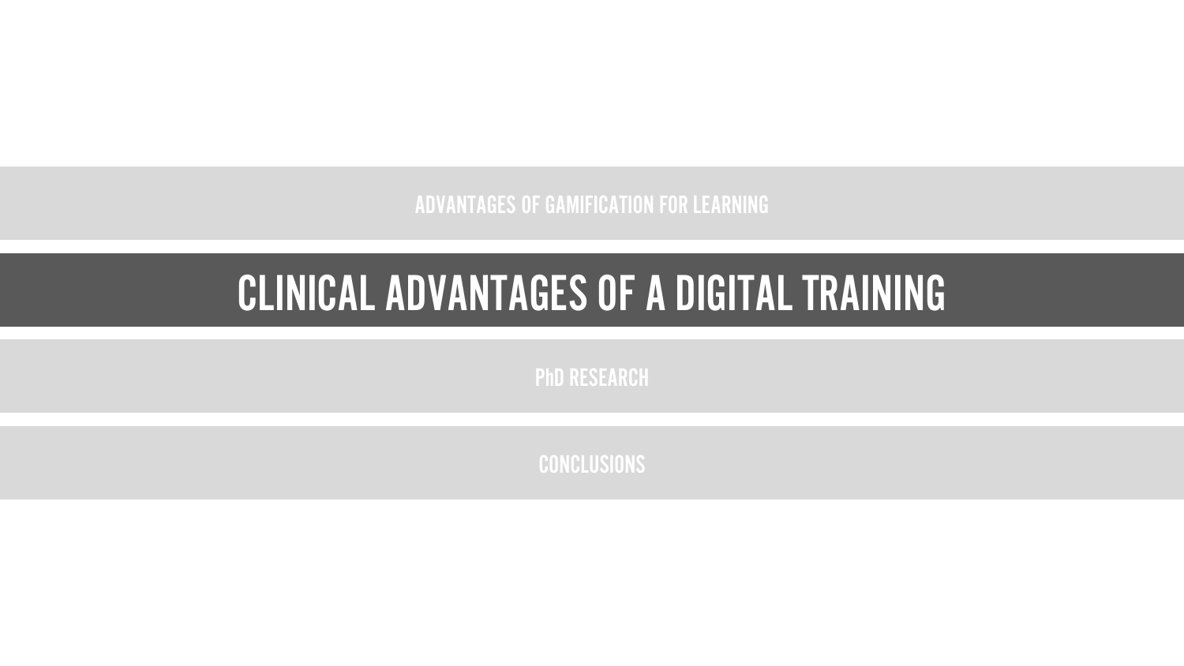ADVANTAGES OF GAMIFICATION FOR LEARNING

# CLINICAL ADVANTAGES OF A DIGITAL TRAINING

PhD RESEARCH

CONCLUSIONS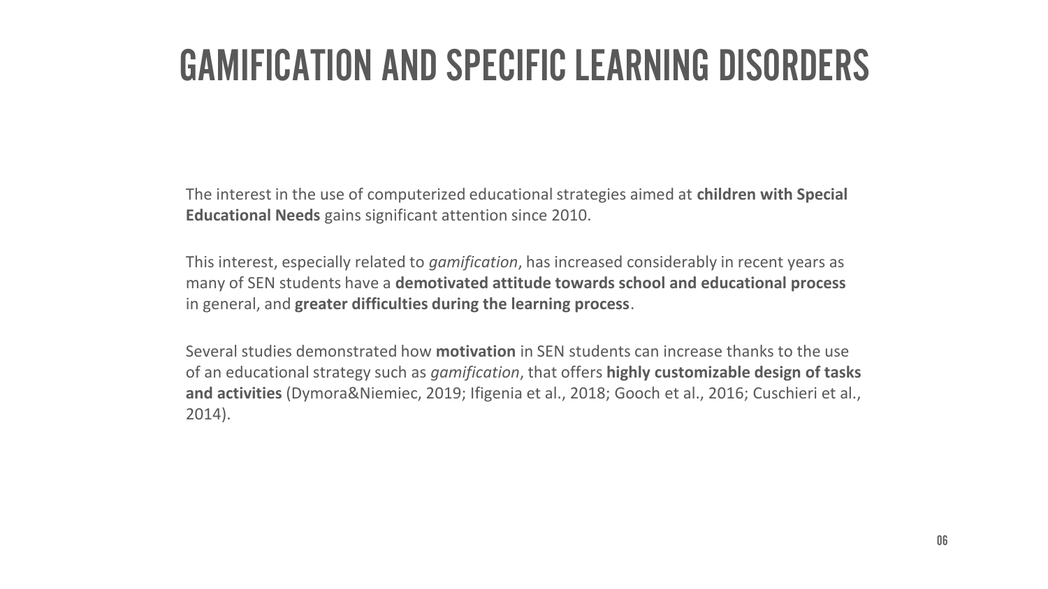# GAMIFICATION AND SPECIFIC LEARNING DISORDERS

The interest in the use of computerized educational strategies aimed at **children with Special Educational Needs** gains significant attention since 2010.

This interest, especially related to *gamification*, has increased considerably in recent years as many of SEN students have a **demotivated attitude towards school and educational process** in general, and **greater difficulties during the learning process**.

Several studies demonstrated how **motivation** in SEN students can increase thanks to the use of an educational strategy such as *gamification*, that offers **highly customizable design of tasks and activities** (Dymora&Niemiec, 2019; Ifigenia et al., 2018; Gooch et al., 2016; Cuschieri et al., 2014).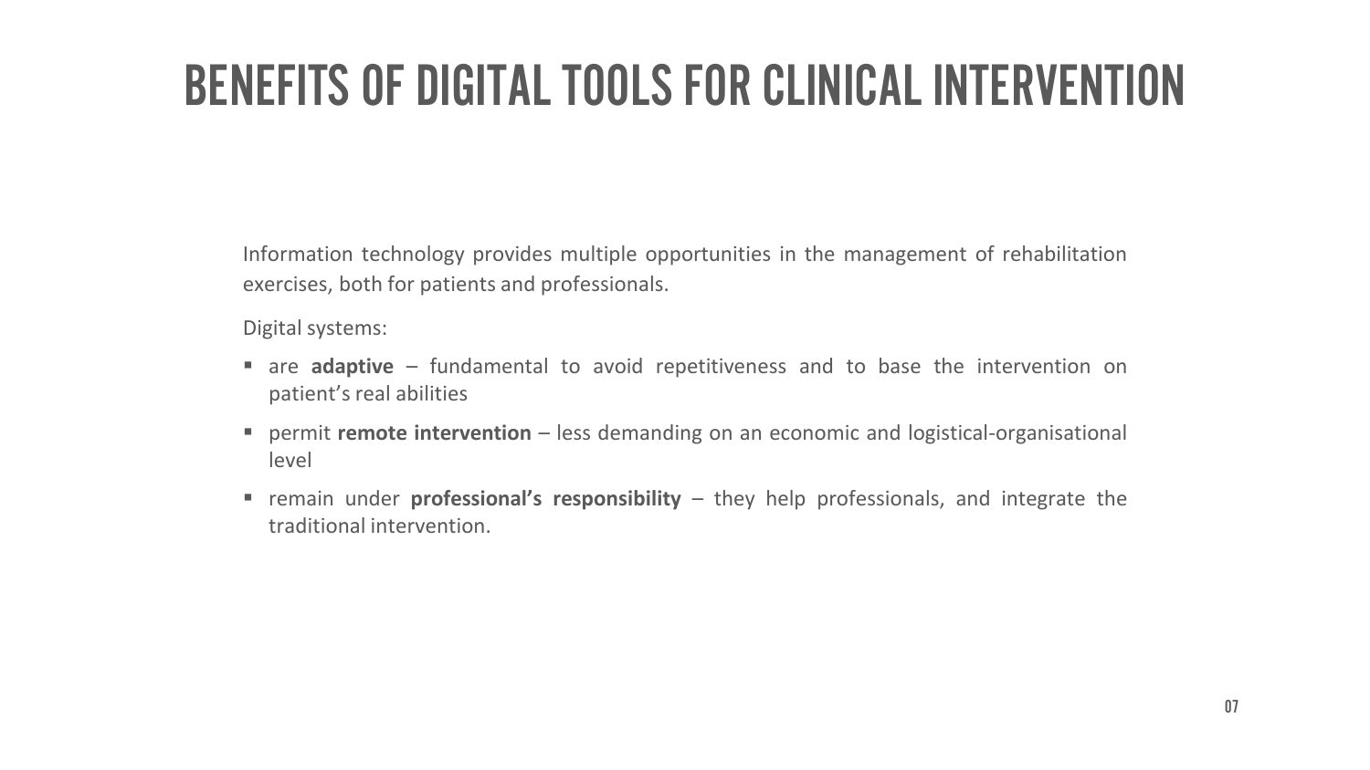# BENEFITS OF DIGITAL TOOLS FOR CLINICAL INTERVENTION

Information technology provides multiple opportunities in the management of rehabilitation exercises, both for patients and professionals.

Digital systems:

- are **adaptive** – fundamental to avoid repetitiveness and to base the intervention on patient's real abilities
- permit **remote intervention** – less demanding on an economic and logistical-organisational level
- remain under **professional's responsibility** – they help professionals, and integrate the traditional intervention.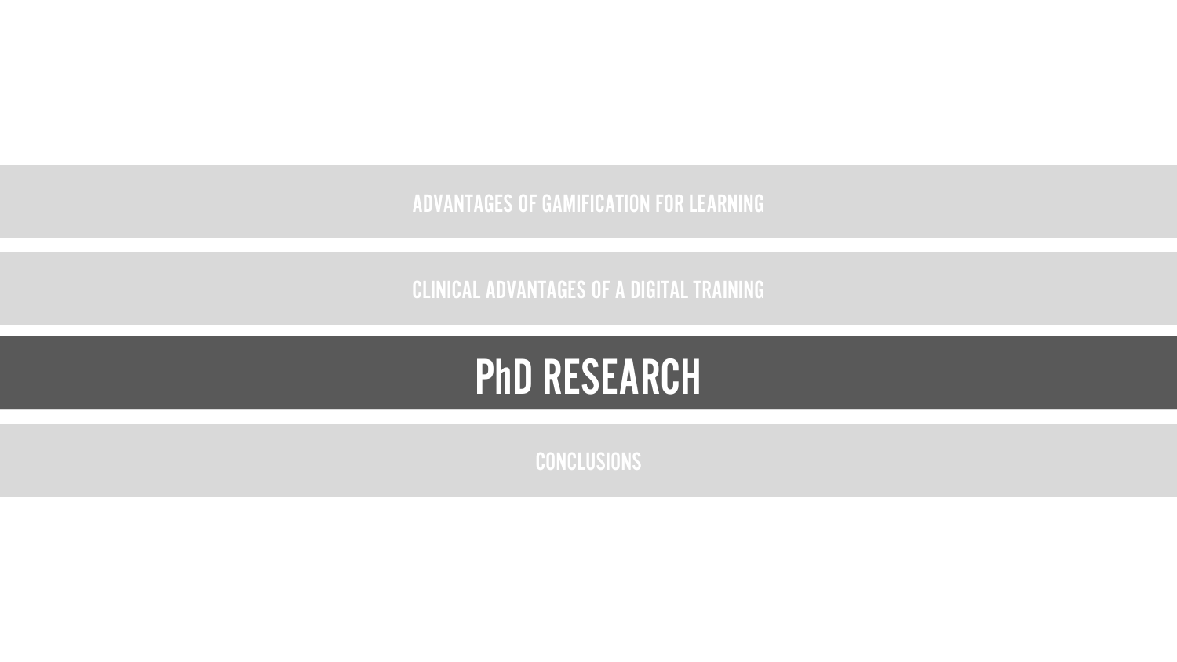ADVANTAGES OF GAMIFICATION FOR LEARNING

CLINICAL ADVANTAGES OF A DIGITAL TRAINING

# PhD RESEARCH

CONCLUSIONS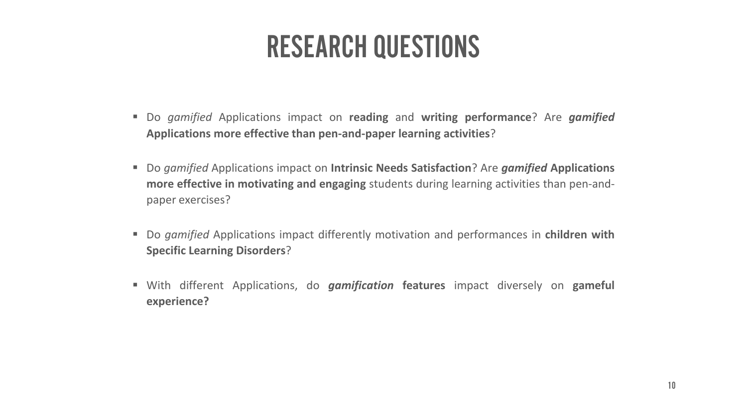# RESEARCH QUESTIONS

- Do *gamified* Applications impact on **reading** and **writing performance**? Are ***gamified*** **Applications more effective than pen-and-paper learning activities**?
- Do *gamified* Applications impact on **Intrinsic Needs Satisfaction**? Are ***gamified*** **Applications more effective in motivating and engaging** students during learning activities than pen-and-paper exercises?
- Do *gamified* Applications impact differently motivation and performances in **children with Specific Learning Disorders**?
- With different Applications, do ***gamification*** **features** impact diversely on **gameful experience?**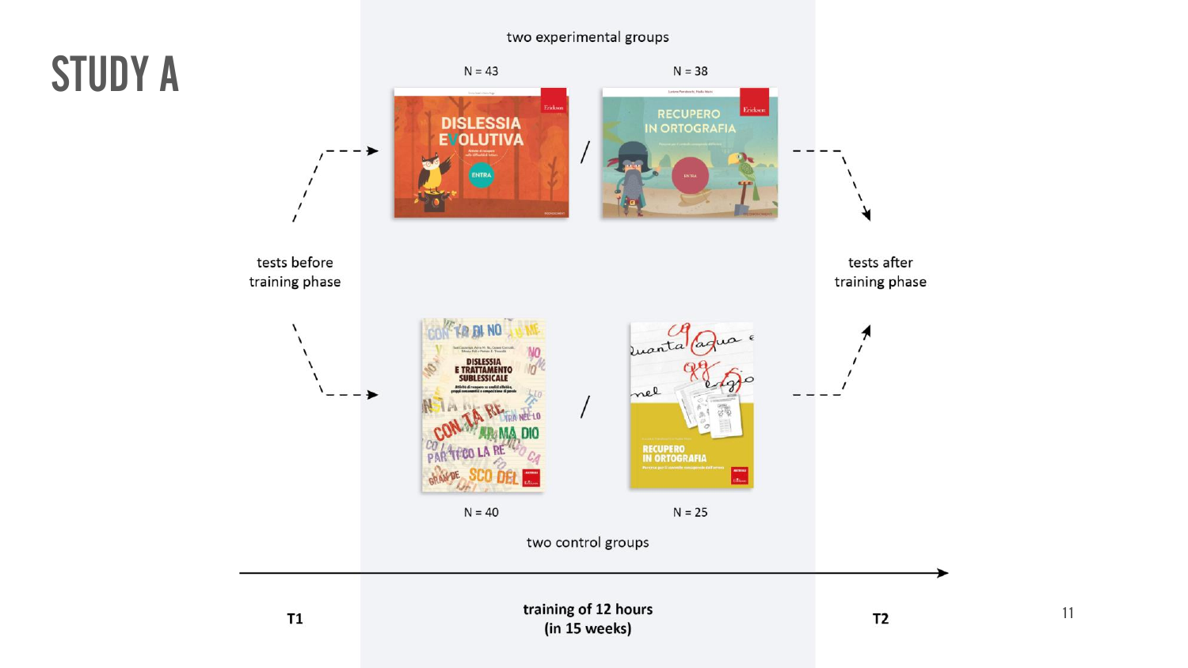# STUDY A

two experimental groups

N = 43

N = 38

tests before training phase

tests after training phase

N = 40

N = 25

two control groups

T1

**training of 12 hours (in 15 weeks)**

T2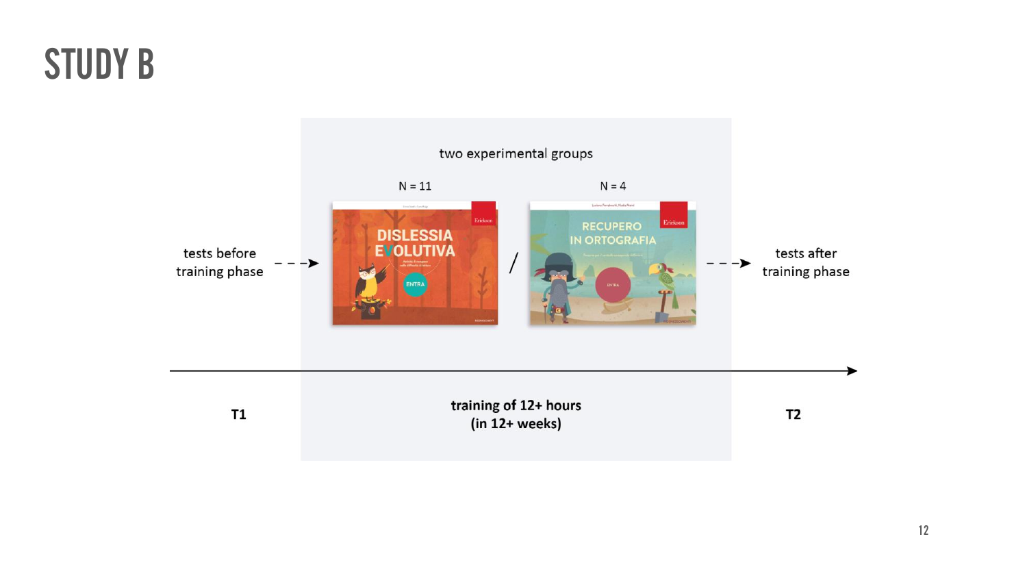# STUDY B

two experimental groups

N = 11

N = 4

tests before training phase

tests after training phase

T1

training of 12+ hours (in 12+ weeks)

T2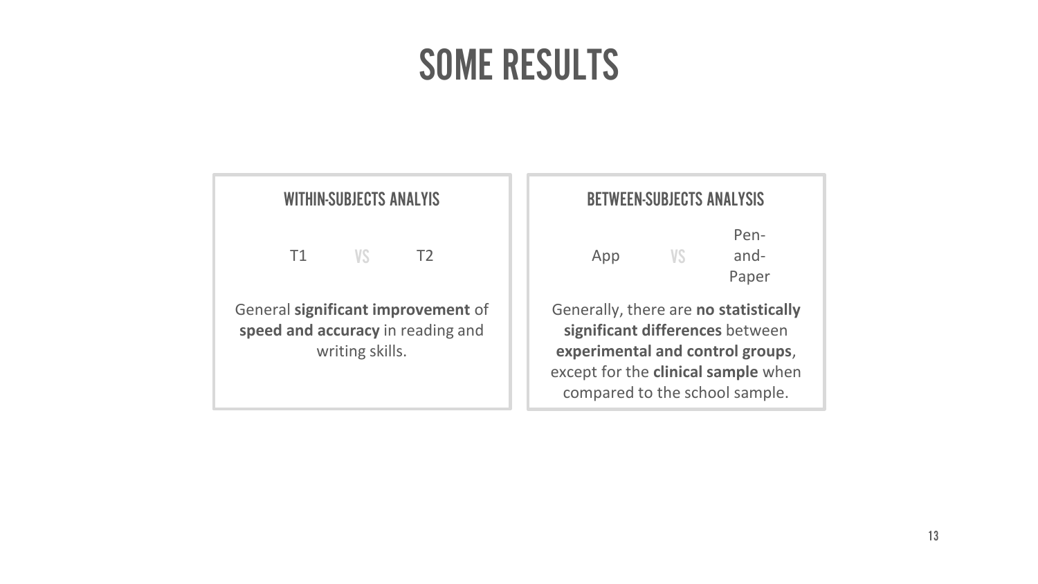# SOME RESULTS

## WITHIN-SUBJECTS ANALYIS

T1 VS T2

General **significant improvement** of **speed and accuracy** in reading and writing skills.

## BETWEEN-SUBJECTS ANALYSIS

App VS Pen-and-Paper

Generally, there are **no statistically significant differences** between **experimental and control groups**, except for the **clinical sample** when compared to the school sample.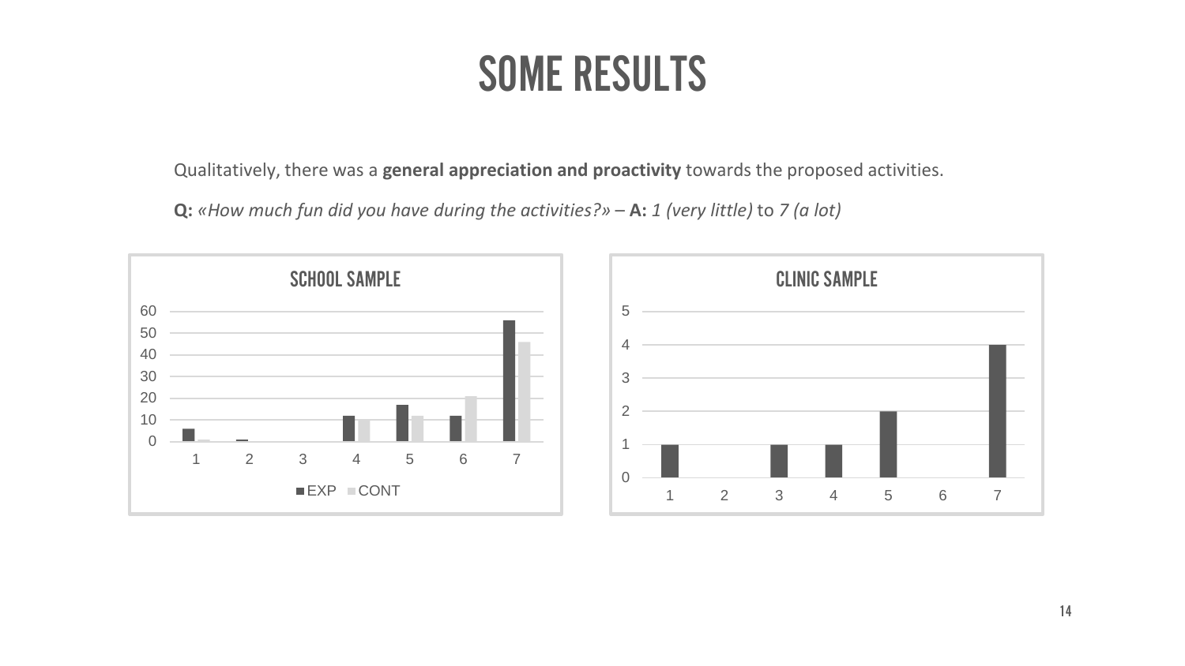# SOME RESULTS

Qualitatively, there was a **general appreciation and proactivity** towards the proposed activities.

**Q:** *«How much fun did you have during the activities?»* – **A:** *1 (very little)* to *7 (a lot)*

SCHOOL SAMPLE

CLINIC SAMPLE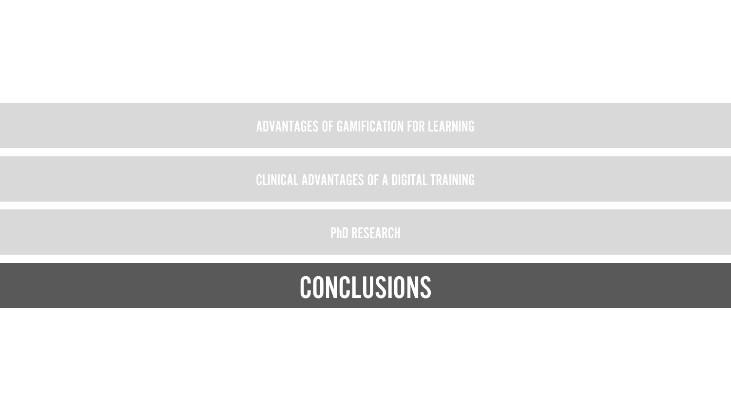ADVANTAGES OF GAMIFICATION FOR LEARNING

CLINICAL ADVANTAGES OF A DIGITAL TRAINING

PhD RESEARCH

# CONCLUSIONS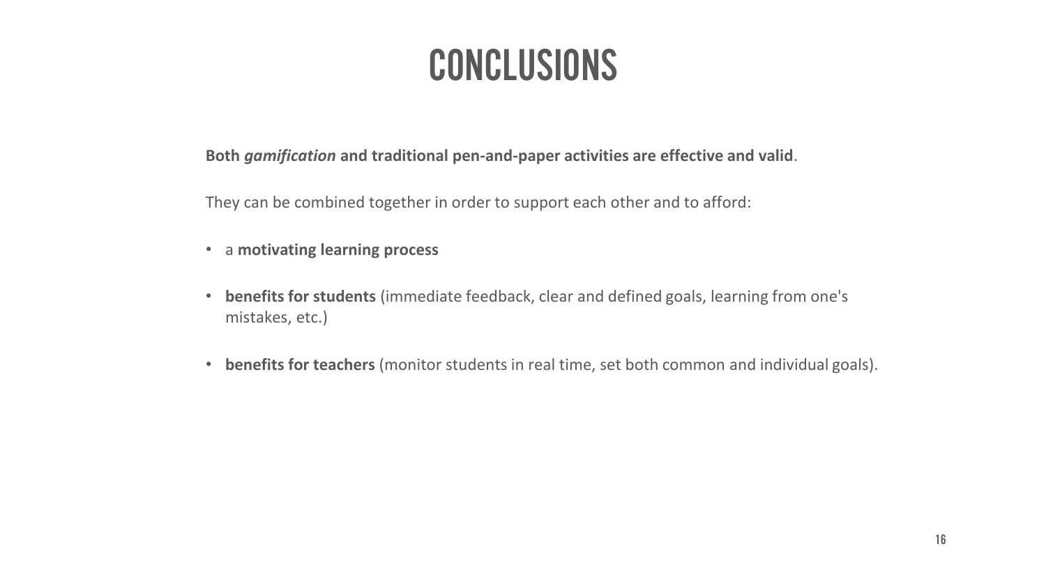# CONCLUSIONS

**Both *gamification* and traditional pen-and-paper activities are effective and valid**.

They can be combined together in order to support each other and to afford:

- a **motivating learning process**
- **benefits for students** (immediate feedback, clear and defined goals, learning from one's mistakes, etc.)
- **benefits for teachers** (monitor students in real time, set both common and individual goals).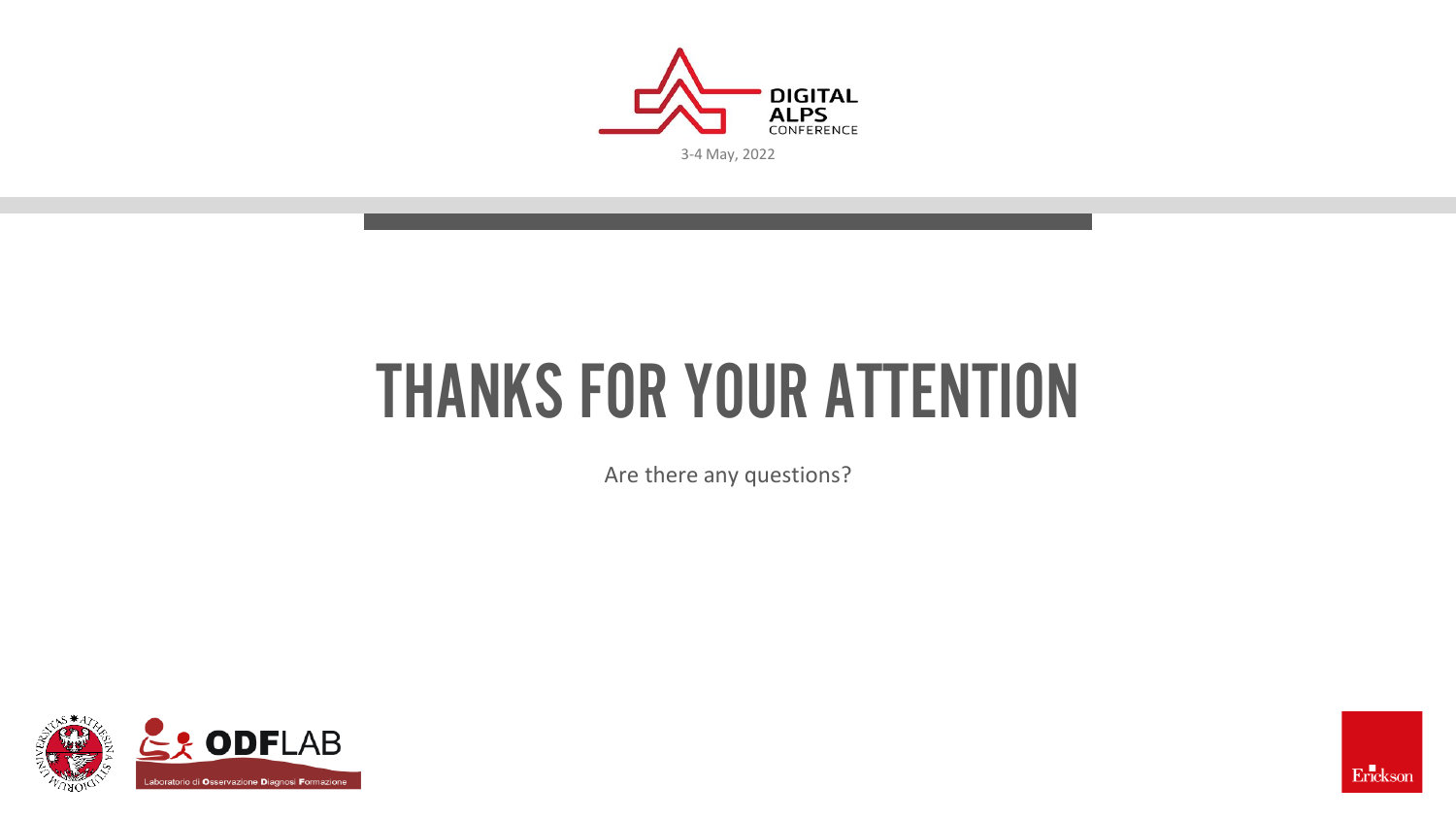DIGITAL ALPS CONFERENCE

3-4 May, 2022

# THANKS FOR YOUR ATTENTION

Are there any questions?

ODFLAB

Laboratorio di Osservazione Diagnosi Formazione

Erickson